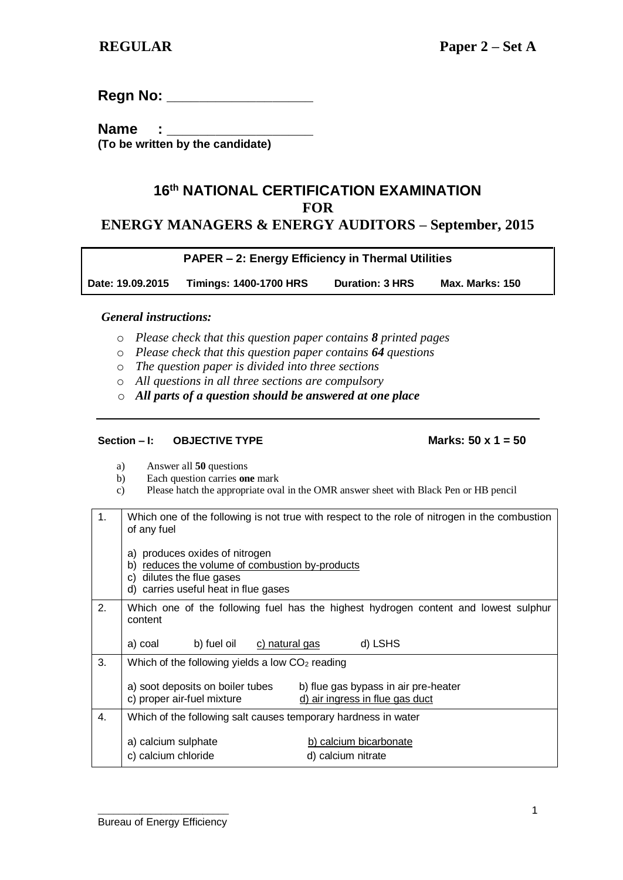**REGULAR** **Paper 2 – Set A**

**Regn No: ___________________**

**Name : ___________________**
**(To be written by the candidate)**

# 16th NATIONAL CERTIFICATION EXAMINATION
# FOR
# ENERGY MANAGERS & ENERGY AUDITORS – September, 2015

| PAPER – 2: Energy Efficiency in Thermal Utilities | | | |
|---|---|---|---|
| Date: 19.09.2015 | Timings: 1400-1700 HRS | Duration: 3 HRS | Max. Marks: 150 |

*General instructions:*

- *Please check that this question paper contains **8** printed pages*
- *Please check that this question paper contains **64** questions*
- *The question paper is divided into three sections*
- *All questions in all three sections are compulsory*
- ***All parts of a question should be answered at one place***

---

**Section – I: OBJECTIVE TYPE** **Marks: 50 x 1 = 50**

a) Answer all **50** questions
b) Each question carries **one** mark
c) Please hatch the appropriate oval in the OMR answer sheet with Black Pen or HB pencil

| | |
|---|---|
| 1. | Which one of the following is not true with respect to the role of nitrogen in the combustion of any fuel<br><br>a) produces oxides of nitrogen<br>b) <u>reduces the volume of combustion by-products</u><br>c) dilutes the flue gases<br>d) carries useful heat in flue gases |
| 2. | Which one of the following fuel has the highest hydrogen content and lowest sulphur content<br><br>a) coal b) fuel oil <u>c) natural gas</u> d) LSHS |
| 3. | Which of the following yields a low $CO_2$ reading<br><br>a) soot deposits on boiler tubes b) flue gas bypass in air pre-heater<br>c) proper air-fuel mixture <u>d) air ingress in flue gas duct</u> |
| 4. | Which of the following salt causes temporary hardness in water<br><br>a) calcium sulphate <u>b) calcium bicarbonate</u><br>c) calcium chloride d) calcium nitrate |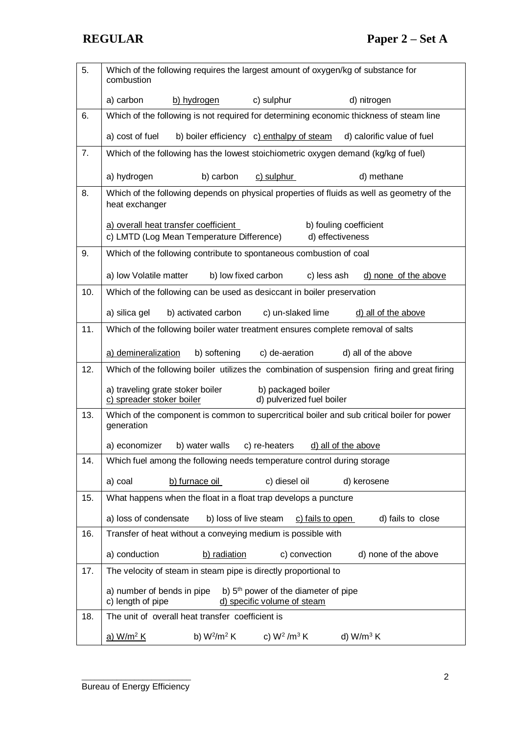| | |
|---|---|
| 5. | Which of the following requires the largest amount of oxygen/kg of substance for combustion<br><br>a) carbon &nbsp;&nbsp; <u>b) hydrogen</u> &nbsp;&nbsp; c) sulphur &nbsp;&nbsp; d) nitrogen |
| 6. | Which of the following is not required for determining economic thickness of steam line<br><br>a) cost of fuel &nbsp;&nbsp; b) boiler efficiency &nbsp;&nbsp; <u>c) enthalpy of steam</u> &nbsp;&nbsp; d) calorific value of fuel |
| 7. | Which of the following has the lowest stoichiometric oxygen demand (kg/kg of fuel)<br><br>a) hydrogen &nbsp;&nbsp; b) carbon &nbsp;&nbsp; <u>c) sulphur</u> &nbsp;&nbsp; d) methane |
| 8. | Which of the following depends on physical properties of fluids as well as geometry of the heat exchanger<br><br><u>a) overall heat transfer coefficient</u> &nbsp;&nbsp; b) fouling coefficient<br>c) LMTD (Log Mean Temperature Difference) &nbsp;&nbsp; d) effectiveness |
| 9. | Which of the following contribute to spontaneous combustion of coal<br><br>a) low Volatile matter &nbsp;&nbsp; b) low fixed carbon &nbsp;&nbsp; c) less ash &nbsp;&nbsp; <u>d) none of the above</u> |
| 10. | Which of the following can be used as desiccant in boiler preservation<br><br>a) silica gel &nbsp;&nbsp; b) activated carbon &nbsp;&nbsp; c) un-slaked lime &nbsp;&nbsp; <u>d) all of the above</u> |
| 11. | Which of the following boiler water treatment ensures complete removal of salts<br><br><u>a) demineralization</u> &nbsp;&nbsp; b) softening &nbsp;&nbsp; c) de-aeration &nbsp;&nbsp; d) all of the above |
| 12. | Which of the following boiler utilizes the combination of suspension firing and great firing<br><br>a) traveling grate stoker boiler &nbsp;&nbsp; b) packaged boiler<br><u>c) spreader stoker boiler</u> &nbsp;&nbsp; d) pulverized fuel boiler |
| 13. | Which of the component is common to supercritical boiler and sub critical boiler for power generation<br><br>a) economizer &nbsp;&nbsp; b) water walls &nbsp;&nbsp; c) re-heaters &nbsp;&nbsp; <u>d) all of the above</u> |
| 14. | Which fuel among the following needs temperature control during storage<br><br>a) coal &nbsp;&nbsp; <u>b) furnace oil</u> &nbsp;&nbsp; c) diesel oil &nbsp;&nbsp; d) kerosene |
| 15. | What happens when the float in a float trap develops a puncture<br><br>a) loss of condensate &nbsp;&nbsp; b) loss of live steam &nbsp;&nbsp; <u>c) fails to open</u> &nbsp;&nbsp; d) fails to close |
| 16. | Transfer of heat without a conveying medium is possible with<br><br>a) conduction &nbsp;&nbsp; <u>b) radiation</u> &nbsp;&nbsp; c) convection &nbsp;&nbsp; d) none of the above |
| 17. | The velocity of steam in steam pipe is directly proportional to<br><br>a) number of bends in pipe &nbsp;&nbsp; b) $5^{th}$ power of the diameter of pipe<br>c) length of pipe &nbsp;&nbsp; <u>d) specific volume of steam</u> |
| 18. | The unit of overall heat transfer coefficient is<br><br><u>a) $W/m^2\,K$</u> &nbsp;&nbsp; b) $W^2/m^2\,K$ &nbsp;&nbsp; c) $W^2/m^3\,K$ &nbsp;&nbsp; d) $W/m^3\,K$ |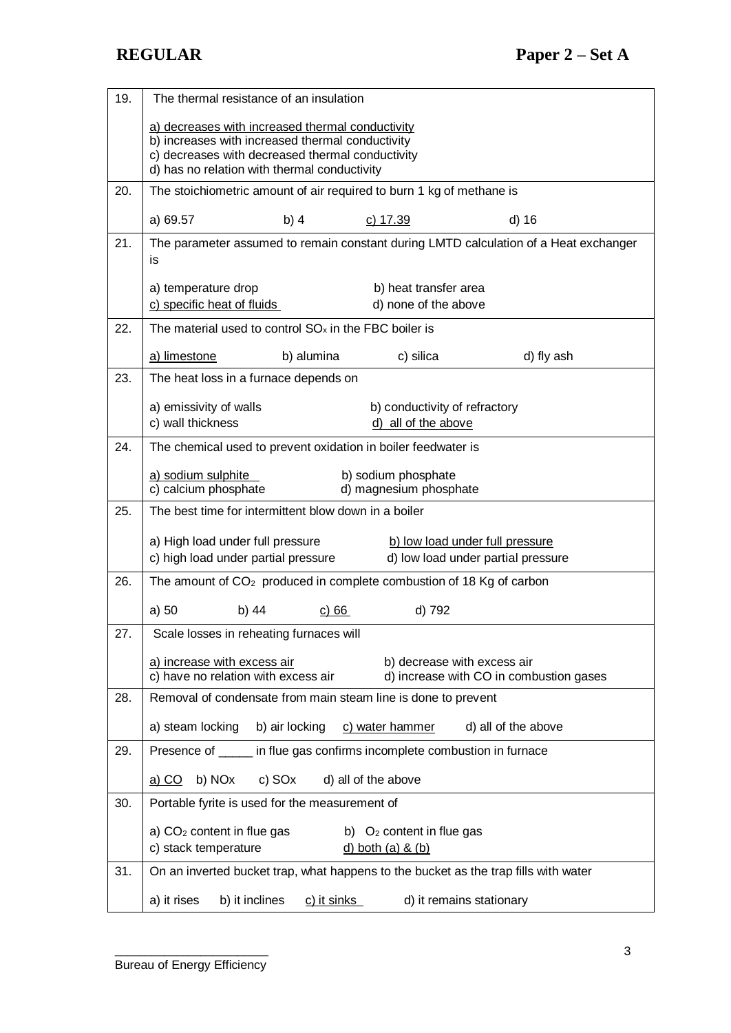| | |
|---|---|
| 19. | The thermal resistance of an insulation<br><br><u>a) decreases with increased thermal conductivity</u><br>b) increases with increased thermal conductivity<br>c) decreases with decreased thermal conductivity<br>d) has no relation with thermal conductivity |
| 20. | The stoichiometric amount of air required to burn 1 kg of methane is<br><br>a) 69.57 &nbsp;&nbsp; b) 4 &nbsp;&nbsp; <u>c) 17.39</u> &nbsp;&nbsp; d) 16 |
| 21. | The parameter assumed to remain constant during LMTD calculation of a Heat exchanger is<br><br>a) temperature drop &nbsp;&nbsp; b) heat transfer area<br><u>c) specific heat of fluids</u> &nbsp;&nbsp; d) none of the above |
| 22. | The material used to control $SO_x$ in the FBC boiler is<br><br><u>a) limestone</u> &nbsp;&nbsp; b) alumina &nbsp;&nbsp; c) silica &nbsp;&nbsp; d) fly ash |
| 23. | The heat loss in a furnace depends on<br><br>a) emissivity of walls &nbsp;&nbsp; b) conductivity of refractory<br>c) wall thickness &nbsp;&nbsp; <u>d) all of the above</u> |
| 24. | The chemical used to prevent oxidation in boiler feedwater is<br><br><u>a) sodium sulphite</u> &nbsp;&nbsp; b) sodium phosphate<br>c) calcium phosphate &nbsp;&nbsp; d) magnesium phosphate |
| 25. | The best time for intermittent blow down in a boiler<br><br>a) High load under full pressure &nbsp;&nbsp; <u>b) low load under full pressure</u><br>c) high load under partial pressure &nbsp;&nbsp; d) low load under partial pressure |
| 26. | The amount of $CO_2$ produced in complete combustion of 18 Kg of carbon<br><br>a) 50 &nbsp;&nbsp; b) 44 &nbsp;&nbsp; <u>c) 66</u> &nbsp;&nbsp; d) 792 |
| 27. | Scale losses in reheating furnaces will<br><br><u>a) increase with excess air</u> &nbsp;&nbsp; b) decrease with excess air<br>c) have no relation with excess air &nbsp;&nbsp; d) increase with CO in combustion gases |
| 28. | Removal of condensate from main steam line is done to prevent<br><br>a) steam locking &nbsp;&nbsp; b) air locking &nbsp;&nbsp; <u>c) water hammer</u> &nbsp;&nbsp; d) all of the above |
| 29. | Presence of _____ in flue gas confirms incomplete combustion in furnace<br><br><u>a) CO</u> &nbsp;&nbsp; b) NOx &nbsp;&nbsp; c) SOx &nbsp;&nbsp; d) all of the above |
| 30. | Portable fyrite is used for the measurement of<br><br>a) $CO_2$ content in flue gas &nbsp;&nbsp; b) $O_2$ content in flue gas<br>c) stack temperature &nbsp;&nbsp; <u>d) both (a) & (b)</u> |
| 31. | On an inverted bucket trap, what happens to the bucket as the trap fills with water<br><br>a) it rises &nbsp;&nbsp; b) it inclines &nbsp;&nbsp; <u>c) it sinks</u> &nbsp;&nbsp; d) it remains stationary |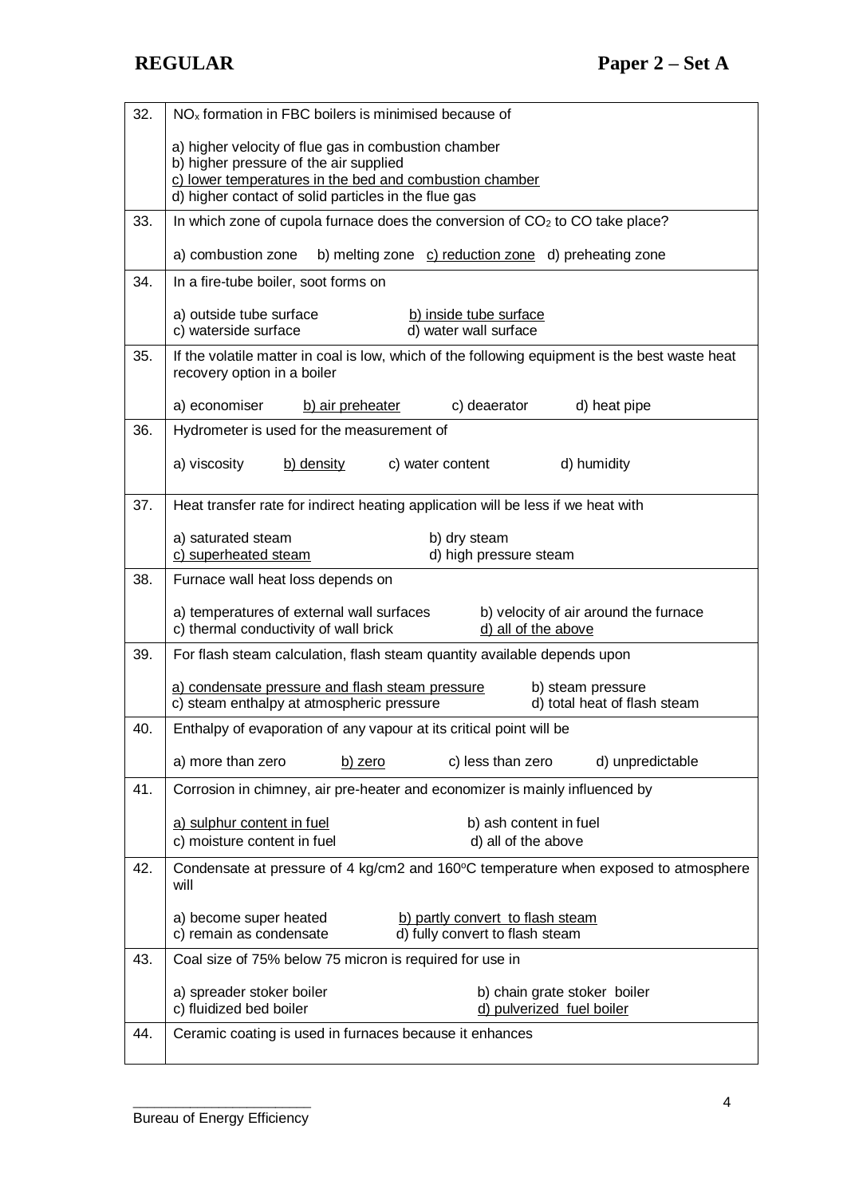| | |
|---|---|
| 32. | $NO_x$ formation in FBC boilers is minimised because of<br><br>a) higher velocity of flue gas in combustion chamber<br>b) higher pressure of the air supplied<br>c) lower temperatures in the bed and combustion chamber<br>d) higher contact of solid particles in the flue gas |
| 33. | In which zone of cupola furnace does the conversion of $CO_2$ to CO take place?<br><br>a) combustion zone b) melting zone c) reduction zone d) preheating zone |
| 34. | In a fire-tube boiler, soot forms on<br><br>a) outside tube surface b) inside tube surface<br>c) waterside surface d) water wall surface |
| 35. | If the volatile matter in coal is low, which of the following equipment is the best waste heat recovery option in a boiler<br><br>a) economiser b) air preheater c) deaerator d) heat pipe |
| 36. | Hydrometer is used for the measurement of<br><br>a) viscosity b) density c) water content d) humidity |
| 37. | Heat transfer rate for indirect heating application will be less if we heat with<br><br>a) saturated steam b) dry steam<br>c) superheated steam d) high pressure steam |
| 38. | Furnace wall heat loss depends on<br><br>a) temperatures of external wall surfaces b) velocity of air around the furnace<br>c) thermal conductivity of wall brick d) all of the above |
| 39. | For flash steam calculation, flash steam quantity available depends upon<br><br>a) condensate pressure and flash steam pressure b) steam pressure<br>c) steam enthalpy at atmospheric pressure d) total heat of flash steam |
| 40. | Enthalpy of evaporation of any vapour at its critical point will be<br><br>a) more than zero b) zero c) less than zero d) unpredictable |
| 41. | Corrosion in chimney, air pre-heater and economizer is mainly influenced by<br><br>a) sulphur content in fuel b) ash content in fuel<br>c) moisture content in fuel d) all of the above |
| 42. | Condensate at pressure of 4 kg/cm2 and 160°C temperature when exposed to atmosphere will<br><br>a) become super heated b) partly convert to flash steam<br>c) remain as condensate d) fully convert to flash steam |
| 43. | Coal size of 75% below 75 micron is required for use in<br><br>a) spreader stoker boiler b) chain grate stoker boiler<br>c) fluidized bed boiler d) pulverized fuel boiler |
| 44. | Ceramic coating is used in furnaces because it enhances |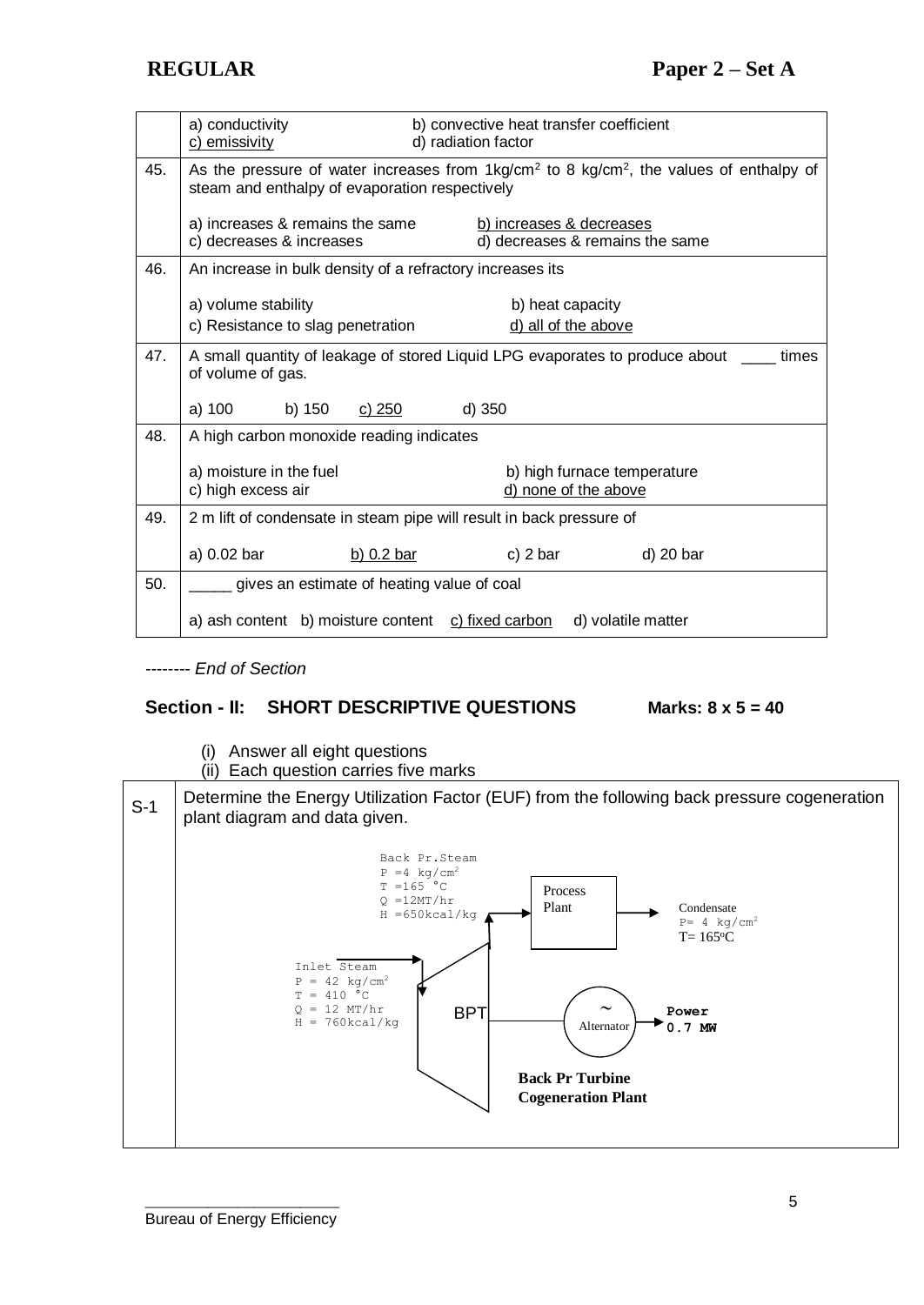| | | |
|---|---|---|
| | a) conductivity<br>c) emissivity | b) convective heat transfer coefficient<br>d) radiation factor |
| 45. | As the pressure of water increases from 1kg/cm$^2$ to 8 kg/cm$^2$, the values of enthalpy of steam and enthalpy of evaporation respectively<br><br>a) increases & remains the same &nbsp;&nbsp;&nbsp; b) increases & decreases<br>c) decreases & increases &nbsp;&nbsp;&nbsp; d) decreases & remains the same | |
| 46. | An increase in bulk density of a refractory increases its<br><br>a) volume stability &nbsp;&nbsp;&nbsp; b) heat capacity<br>c) Resistance to slag penetration &nbsp;&nbsp;&nbsp; d) all of the above | |
| 47. | A small quantity of leakage of stored Liquid LPG evaporates to produce about ____ times of volume of gas.<br><br>a) 100 &nbsp;&nbsp; b) 150 &nbsp;&nbsp; c) 250 &nbsp;&nbsp; d) 350 | |
| 48. | A high carbon monoxide reading indicates<br><br>a) moisture in the fuel &nbsp;&nbsp;&nbsp; b) high furnace temperature<br>c) high excess air &nbsp;&nbsp;&nbsp; d) none of the above | |
| 49. | 2 m lift of condensate in steam pipe will result in back pressure of<br><br>a) 0.02 bar &nbsp;&nbsp; b) 0.2 bar &nbsp;&nbsp; c) 2 bar &nbsp;&nbsp; d) 20 bar | |
| 50. | _____ gives an estimate of heating value of coal<br><br>a) ash content &nbsp; b) moisture content &nbsp; c) fixed carbon &nbsp; d) volatile matter | |

-------- *End of Section*

## Section - II: SHORT DESCRIPTIVE QUESTIONS &nbsp;&nbsp;&nbsp; Marks: 8 x 5 = 40

(i) Answer all eight questions
(ii) Each question carries five marks

**S-1** Determine the Energy Utilization Factor (EUF) from the following back pressure cogeneration plant diagram and data given.

Back Pr.Steam
P = 4 kg/cm$^2$
T = 165 °C
Q = 12MT/hr
H = 650kcal/kg

Inlet Steam
P = 42 kg/cm$^2$
T = 410 °C
Q = 12 MT/hr
H = 760kcal/kg

Process Plant

Condensate
P = 4 kg/cm$^2$
T = 165°C

BPT

Alternator

Power 0.7 MW

**Back Pr Turbine Cogeneration Plant**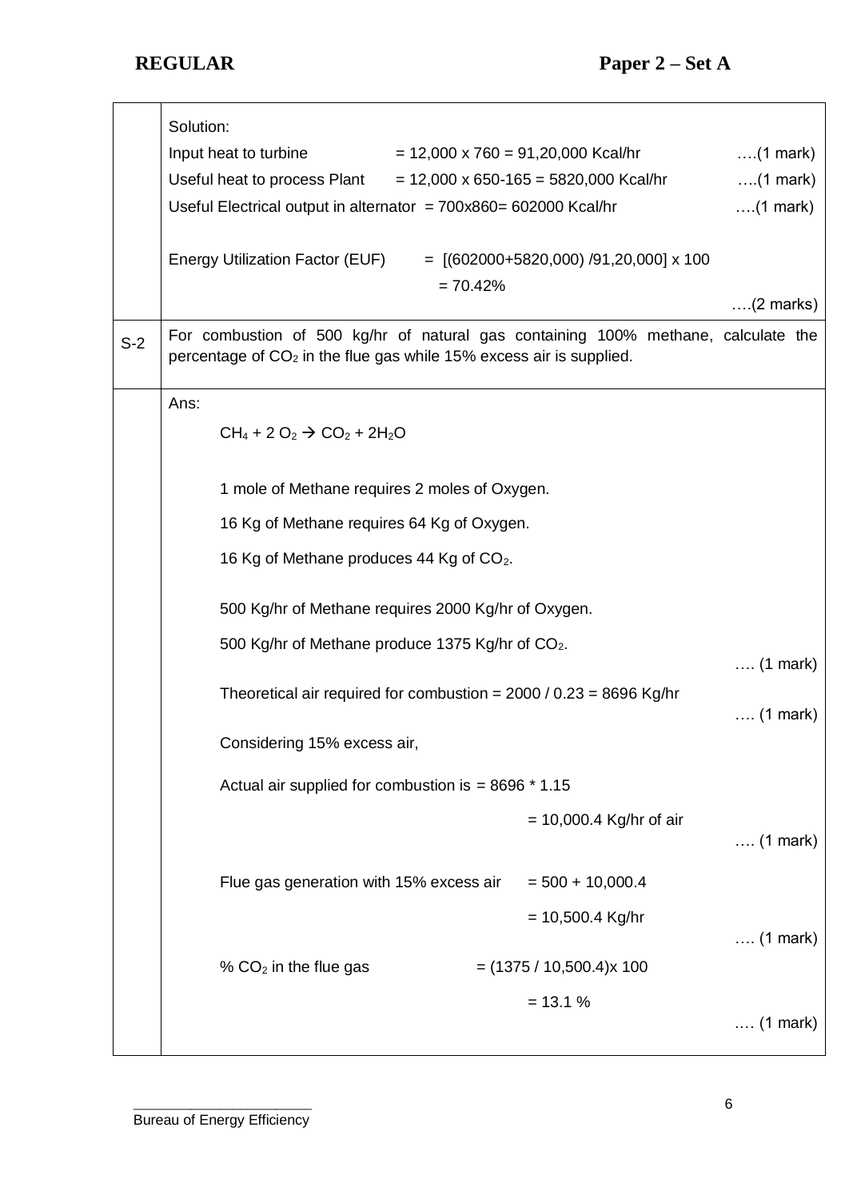| | |
|---|---|
| | Solution:<br>Input heat to turbine = 12,000 x 760 = 91,20,000 Kcal/hr ….(1 mark)<br>Useful heat to process Plant = 12,000 x 650-165 = 5820,000 Kcal/hr ….(1 mark)<br>Useful Electrical output in alternator = 700x860= 602000 Kcal/hr ….(1 mark)<br><br>Energy Utilization Factor (EUF) = [(602000+5820,000) /91,20,000] x 100<br>= 70.42%<br>….(2 marks) |
| S-2 | For combustion of 500 kg/hr of natural gas containing 100% methane, calculate the percentage of $CO_2$ in the flue gas while 15% excess air is supplied. |
| | Ans:<br>$CH_4 + 2\ O_2 \rightarrow CO_2 + 2H_2O$<br><br>1 mole of Methane requires 2 moles of Oxygen.<br>16 Kg of Methane requires 64 Kg of Oxygen.<br>16 Kg of Methane produces 44 Kg of $CO_2$.<br><br>500 Kg/hr of Methane requires 2000 Kg/hr of Oxygen.<br>500 Kg/hr of Methane produce 1375 Kg/hr of $CO_2$.<br>…. (1 mark)<br>Theoretical air required for combustion = 2000 / 0.23 = 8696 Kg/hr<br>…. (1 mark)<br>Considering 15% excess air,<br>Actual air supplied for combustion is = 8696 * 1.15<br>= 10,000.4 Kg/hr of air<br>…. (1 mark)<br>Flue gas generation with 15% excess air = 500 + 10,000.4<br>= 10,500.4 Kg/hr<br>…. (1 mark)<br>% $CO_2$ in the flue gas = (1375 / 10,500.4)x 100<br>= 13.1 %<br>…. (1 mark) |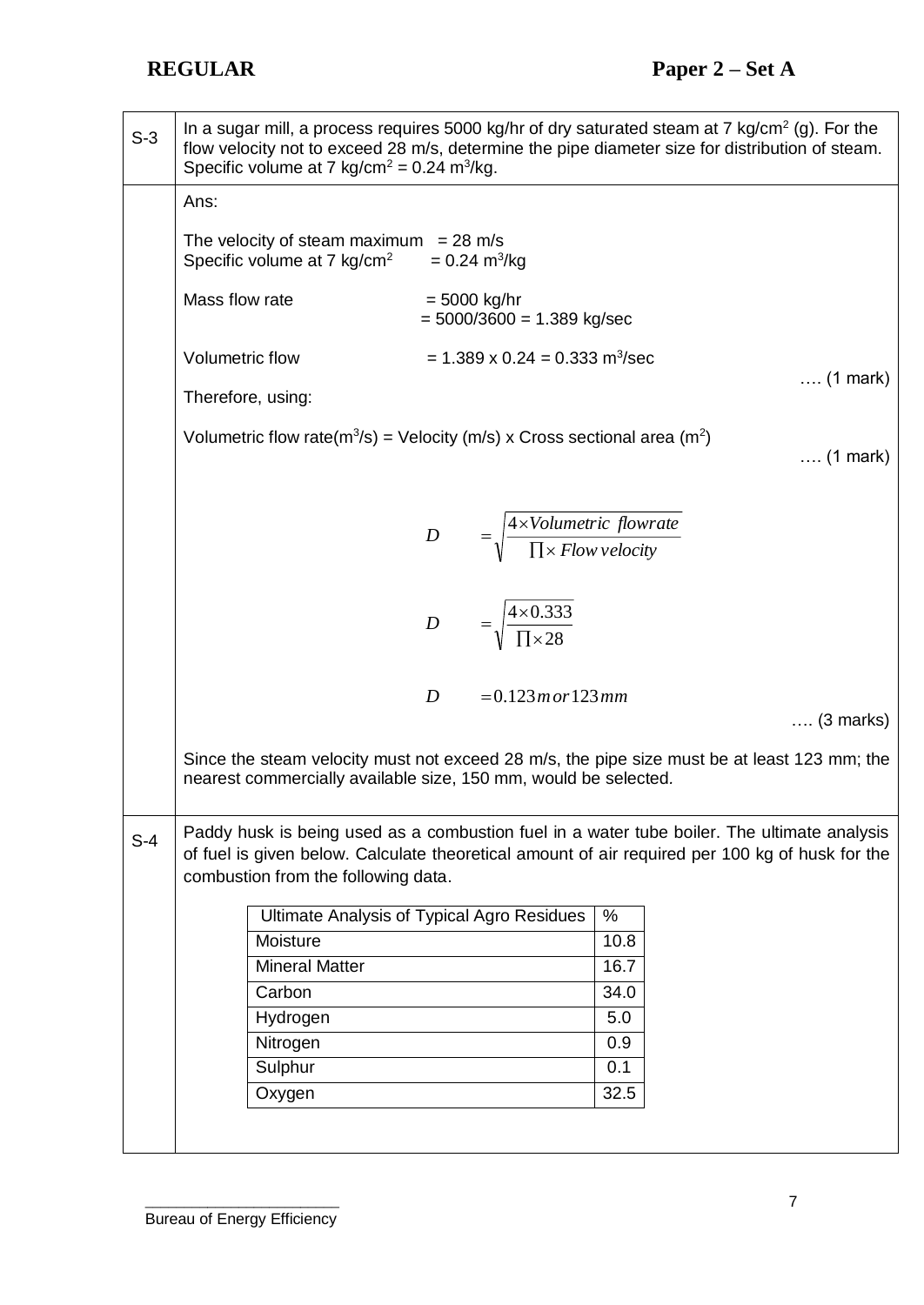**S-3**

In a sugar mill, a process requires 5000 kg/hr of dry saturated steam at 7 kg/cm$^2$ (g). For the flow velocity not to exceed 28 m/s, determine the pipe diameter size for distribution of steam. Specific volume at 7 kg/cm$^2$ = 0.24 m$^3$/kg.

Ans:

The velocity of steam maximum = 28 m/s
Specific volume at 7 kg/cm$^2$ = 0.24 m$^3$/kg

Mass flow rate = 5000 kg/hr
= 5000/3600 = 1.389 kg/sec

Volumetric flow = 1.389 x 0.24 = 0.333 m$^3$/sec …. (1 mark)

Therefore, using:

Volumetric flow rate(m$^3$/s) = Velocity (m/s) x Cross sectional area (m$^2$) …. (1 mark)

$$D = \sqrt{\frac{4 \times Volumetric\ flowrate}{\prod \times Flow\ velocity}}$$

$$D = \sqrt{\frac{4 \times 0.333}{\prod \times 28}}$$

$$D = 0.123\,m\ or\ 123\,mm$$

…. (3 marks)

Since the steam velocity must not exceed 28 m/s, the pipe size must be at least 123 mm; the nearest commercially available size, 150 mm, would be selected.

**S-4**

Paddy husk is being used as a combustion fuel in a water tube boiler. The ultimate analysis of fuel is given below. Calculate theoretical amount of air required per 100 kg of husk for the combustion from the following data.

| Ultimate Analysis of Typical Agro Residues | % |
|---|---|
| Moisture | 10.8 |
| Mineral Matter | 16.7 |
| Carbon | 34.0 |
| Hydrogen | 5.0 |
| Nitrogen | 0.9 |
| Sulphur | 0.1 |
| Oxygen | 32.5 |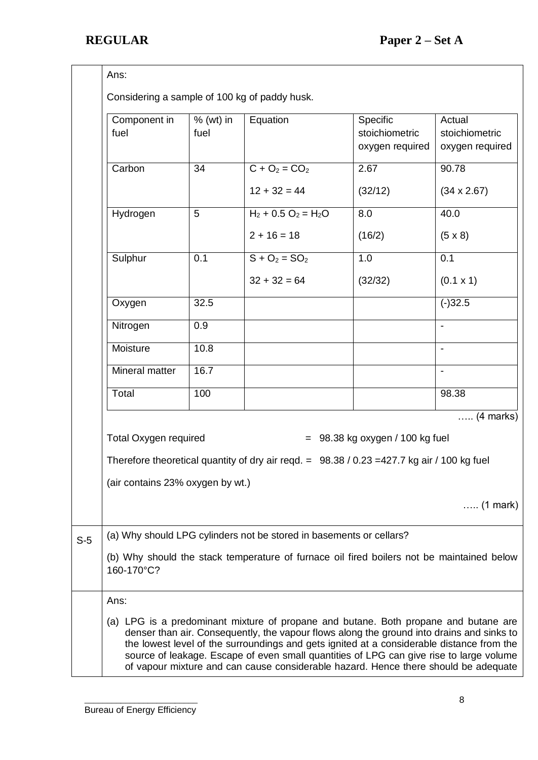Ans:

Considering a sample of 100 kg of paddy husk.

| Component in fuel | % (wt) in fuel | Equation | Specific stoichiometric oxygen required | Actual stoichiometric oxygen required |
|---|---|---|---|---|
| Carbon | 34 | $C + O_2 = CO_2$<br>$12 + 32 = 44$ | 2.67<br>(32/12) | 90.78<br>(34 x 2.67) |
| Hydrogen | 5 | $H_2 + 0.5\ O_2 = H_2O$<br>$2 + 16 = 18$ | 8.0<br>(16/2) | 40.0<br>(5 x 8) |
| Sulphur | 0.1 | $S + O_2 = SO_2$<br>$32 + 32 = 64$ | 1.0<br>(32/32) | 0.1<br>(0.1 x 1) |
| Oxygen | 32.5 | | | (-)32.5 |
| Nitrogen | 0.9 | | | - |
| Moisture | 10.8 | | | - |
| Mineral matter | 16.7 | | | - |
| Total | 100 | | | 98.38 |

….. (4 marks)

Total Oxygen required = 98.38 kg oxygen / 100 kg fuel

Therefore theoretical quantity of dry air reqd. = 98.38 / 0.23 =427.7 kg air / 100 kg fuel

(air contains 23% oxygen by wt.)

….. (1 mark)

**S-5**

(a) Why should LPG cylinders not be stored in basements or cellars?

(b) Why should the stack temperature of furnace oil fired boilers not be maintained below 160-170°C?

Ans:

(a) LPG is a predominant mixture of propane and butane. Both propane and butane are denser than air. Consequently, the vapour flows along the ground into drains and sinks to the lowest level of the surroundings and gets ignited at a considerable distance from the source of leakage. Escape of even small quantities of LPG can give rise to large volume of vapour mixture and can cause considerable hazard. Hence there should be adequate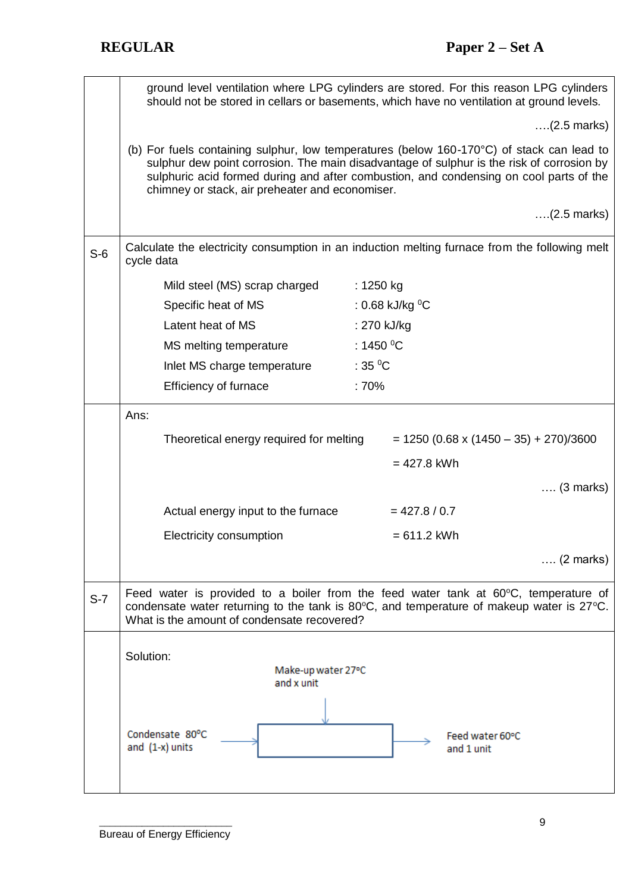ground level ventilation where LPG cylinders are stored. For this reason LPG cylinders should not be stored in cellars or basements, which have no ventilation at ground levels.

….(2.5 marks)

(b) For fuels containing sulphur, low temperatures (below 160-170°C) of stack can lead to sulphur dew point corrosion. The main disadvantage of sulphur is the risk of corrosion by sulphuric acid formed during and after combustion, and condensing on cool parts of the chimney or stack, air preheater and economiser.

….(2.5 marks)

**S-6** Calculate the electricity consumption in an induction melting furnace from the following melt cycle data

| | |
|---|---|
| Mild steel (MS) scrap charged | : 1250 kg |
| Specific heat of MS | : 0.68 kJ/kg $^0$C |
| Latent heat of MS | : 270 kJ/kg |
| MS melting temperature | : 1450 $^0$C |
| Inlet MS charge temperature | : 35 $^0$C |
| Efficiency of furnace | : 70% |

Ans:

Theoretical energy required for melting = 1250 (0.68 x (1450 – 35) + 270)/3600

= 427.8 kWh

…. (3 marks)

Actual energy input to the furnace = 427.8 / 0.7

Electricity consumption = 611.2 kWh

…. (2 marks)

**S-7** Feed water is provided to a boiler from the feed water tank at 60°C, temperature of condensate water returning to the tank is 80°C, and temperature of makeup water is 27°C. What is the amount of condensate recovered?

Solution:

Make-up water 27°C and x unit

Condensate 80°C and (1-x) units

Feed water 60°C and 1 unit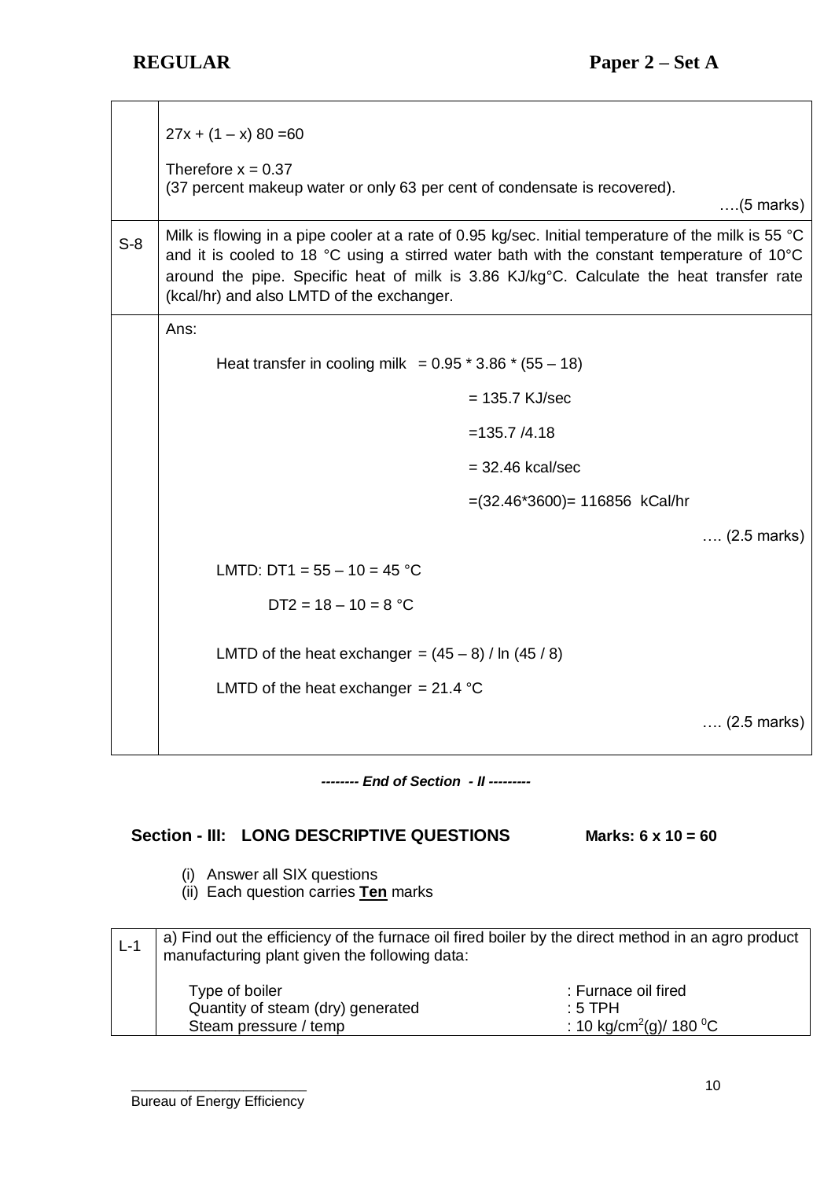| | |
|---|---|
| | $27x + (1 – x) 80 = 60$<br><br>Therefore $x = 0.37$<br>(37 percent makeup water or only 63 per cent of condensate is recovered).<br>….(5 marks) |
| S-8 | Milk is flowing in a pipe cooler at a rate of 0.95 kg/sec. Initial temperature of the milk is 55 °C and it is cooled to 18 °C using a stirred water bath with the constant temperature of 10°C around the pipe. Specific heat of milk is 3.86 KJ/kg°C. Calculate the heat transfer rate (kcal/hr) and also LMTD of the exchanger. |
| | Ans:<br><br>Heat transfer in cooling milk = 0.95 * 3.86 * (55 – 18)<br>= 135.7 KJ/sec<br>=135.7 /4.18<br>= 32.46 kcal/sec<br>=(32.46*3600)= 116856 kCal/hr<br>…. (2.5 marks)<br><br>LMTD: DT1 = 55 – 10 = 45 °C<br>DT2 = 18 – 10 = 8 °C<br><br>LMTD of the heat exchanger = (45 – 8) / ln (45 / 8)<br>LMTD of the heat exchanger = 21.4 °C<br>…. (2.5 marks) |

***-------- End of Section - II ---------***

## Section - III: LONG DESCRIPTIVE QUESTIONS — Marks: 6 x 10 = 60

(i) Answer all SIX questions
(ii) Each question carries **Ten** marks

| | |
|---|---|
| L-1 | a) Find out the efficiency of the furnace oil fired boiler by the direct method in an agro product manufacturing plant given the following data:<br><br>Type of boiler : Furnace oil fired<br>Quantity of steam (dry) generated : 5 TPH<br>Steam pressure / temp : 10 kg/cm$^2$(g)/ 180 $^0$C |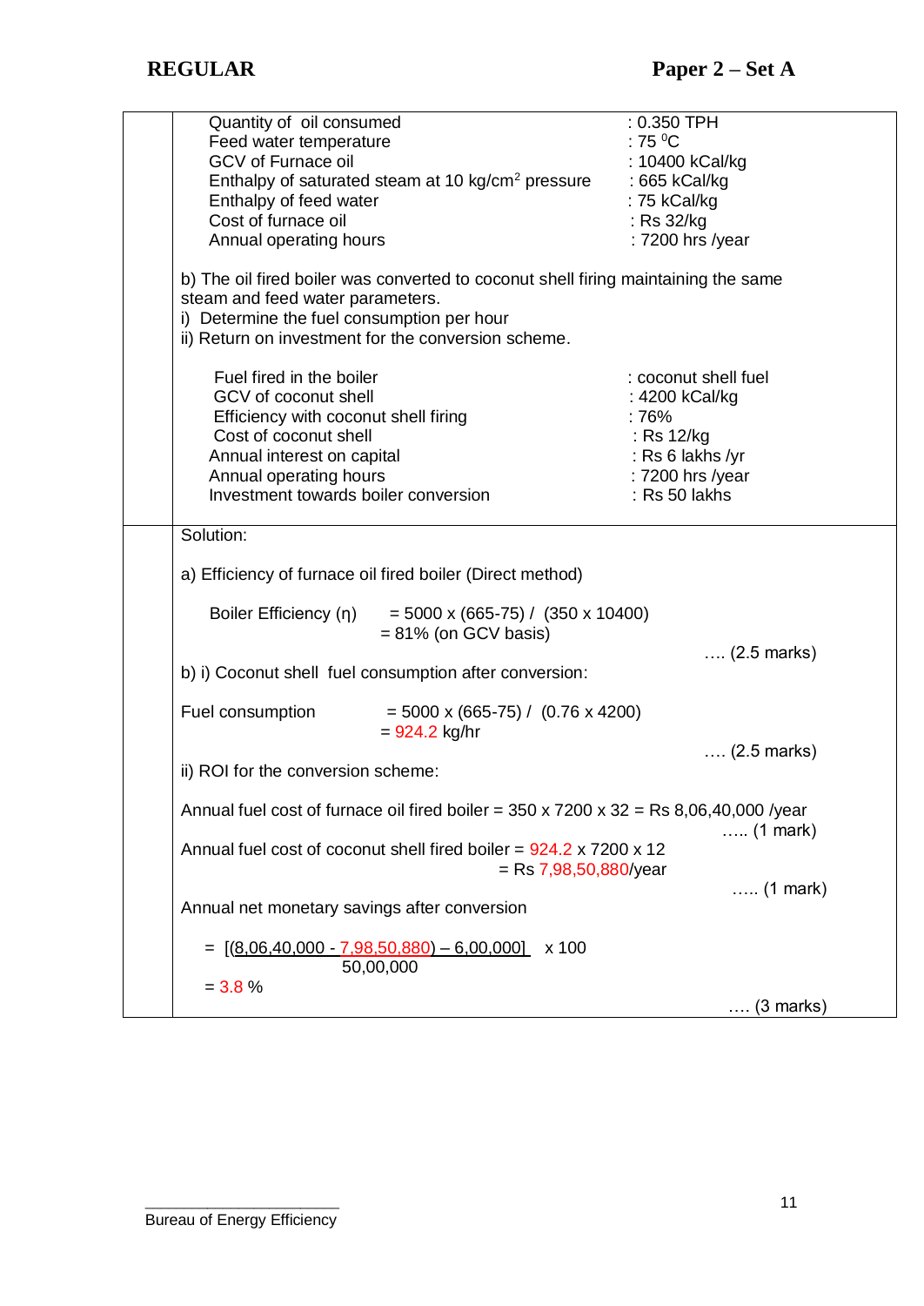| Parameter | Value |
|---|---|
| Quantity of oil consumed | : 0.350 TPH |
| Feed water temperature | : 75 $^0$C |
| GCV of Furnace oil | : 10400 kCal/kg |
| Enthalpy of saturated steam at 10 kg/cm$^2$ pressure | : 665 kCal/kg |
| Enthalpy of feed water | : 75 kCal/kg |
| Cost of furnace oil | : Rs 32/kg |
| Annual operating hours | : 7200 hrs /year |

b) The oil fired boiler was converted to coconut shell firing maintaining the same steam and feed water parameters.
i) Determine the fuel consumption per hour
ii) Return on investment for the conversion scheme.

| Parameter | Value |
|---|---|
| Fuel fired in the boiler | : coconut shell fuel |
| GCV of coconut shell | : 4200 kCal/kg |
| Efficiency with coconut shell firing | : 76% |
| Cost of coconut shell | : Rs 12/kg |
| Annual interest on capital | : Rs 6 lakhs /yr |
| Annual operating hours | : 7200 hrs /year |
| Investment towards boiler conversion | : Rs 50 lakhs |

Solution:

a) Efficiency of furnace oil fired boiler (Direct method)

Boiler Efficiency ($\eta$) = 5000 x (665-75) / (350 x 10400)
= 81% (on GCV basis)

…. (2.5 marks)

b) i) Coconut shell fuel consumption after conversion:

Fuel consumption = 5000 x (665-75) / (0.76 x 4200)
= 924.2 kg/hr

…. (2.5 marks)

ii) ROI for the conversion scheme:

Annual fuel cost of furnace oil fired boiler = 350 x 7200 x 32 = Rs 8,06,40,000 /year

….. (1 mark)

Annual fuel cost of coconut shell fired boiler = 924.2 x 7200 x 12
= Rs 7,98,50,880/year

….. (1 mark)

Annual net monetary savings after conversion

$$= \frac{[(8,06,40,000 - 7,98,50,880) - 6,00,000]}{50,00,000} \times 100$$

= 3.8 %

…. (3 marks)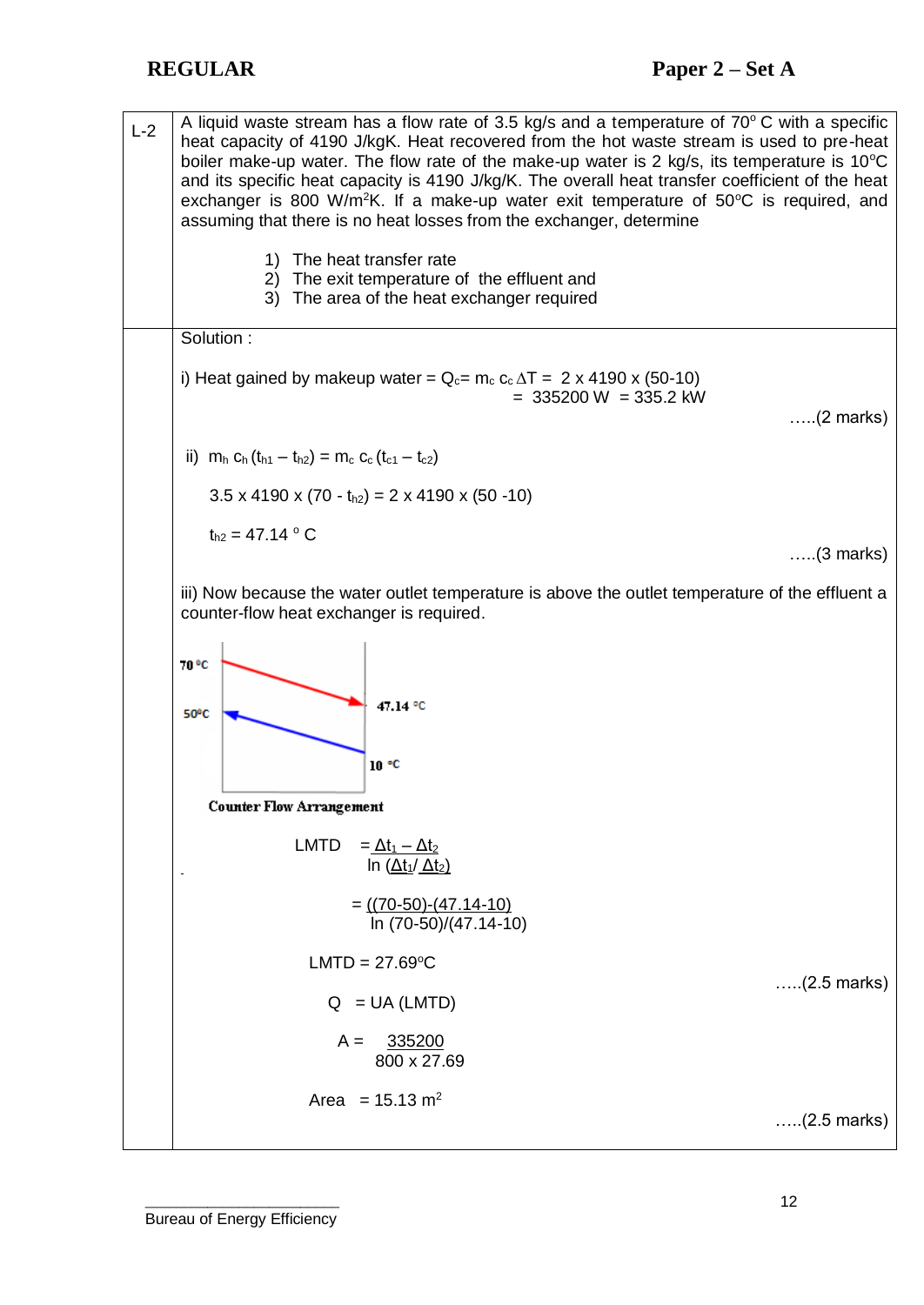**L-2**

A liquid waste stream has a flow rate of 3.5 kg/s and a temperature of 70° C with a specific heat capacity of 4190 J/kgK. Heat recovered from the hot waste stream is used to pre-heat boiler make-up water. The flow rate of the make-up water is 2 kg/s, its temperature is 10°C and its specific heat capacity is 4190 J/kg/K. The overall heat transfer coefficient of the heat exchanger is 800 W/m²K. If a make-up water exit temperature of 50°C is required, and assuming that there is no heat losses from the exchanger, determine

1) The heat transfer rate
2) The exit temperature of the effluent and
3) The area of the heat exchanger required

Solution :

i) Heat gained by makeup water = $Q_c = m_c\, c_c\, \Delta T$ = 2 x 4190 x (50-10)

= 335200 W = 335.2 kW

…..(2 marks)

ii) $m_h\, c_h\, (t_{h1} - t_{h2}) = m_c\, c_c\, (t_{c1} - t_{c2})$

3.5 x 4190 x (70 - $t_{h2}$) = 2 x 4190 x (50 -10)

$t_{h2}$ = 47.14 ° C

…..(3 marks)

iii) Now because the water outlet temperature is above the outlet temperature of the effluent a counter-flow heat exchanger is required.

70 °C, 50°C, 47.14 °C, 10 °C

Counter Flow Arrangement

$$\text{LMTD} = \frac{\Delta t_1 - \Delta t_2}{\ln(\Delta t_1 / \Delta t_2)}$$

$$= \frac{(70-50)-(47.14-10)}{\ln (70-50)/(47.14-10)}$$

LMTD = 27.69°C

…..(2.5 marks)

Q = UA (LMTD)

$$A = \frac{335200}{800 \times 27.69}$$

Area = 15.13 m²

…..(2.5 marks)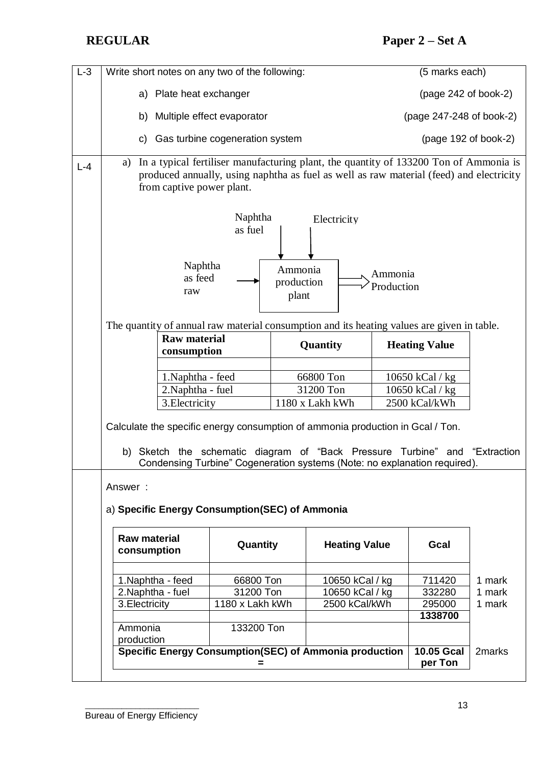**REGULAR** **Paper 2 – Set A**

**L-3** Write short notes on any two of the following: (5 marks each)

a) Plate heat exchanger (page 242 of book-2)

b) Multiple effect evaporator (page 247-248 of book-2)

c) Gas turbine cogeneration system (page 192 of book-2)

**L-4** a) In a typical fertiliser manufacturing plant, the quantity of 133200 Ton of Ammonia is produced annually, using naphtha as fuel as well as raw material (feed) and electricity from captive power plant.

Naphtha as fuel → Ammonia production plant
Electricity → Ammonia production plant
Naphtha as feed raw → Ammonia production plant → Ammonia Production

The quantity of annual raw material consumption and its heating values are given in table.

| Raw material consumption | Quantity | Heating Value |
|---|---|---|
| | | |
| 1.Naphtha - feed | 66800 Ton | 10650 kCal / kg |
| 2.Naphtha - fuel | 31200 Ton | 10650 kCal / kg |
| 3.Electricity | 1180 x Lakh kWh | 2500 kCal/kWh |

Calculate the specific energy consumption of ammonia production in Gcal / Ton.

b) Sketch the schematic diagram of "Back Pressure Turbine" and "Extraction Condensing Turbine" Cogeneration systems (Note: no explanation required).

Answer :

a) **Specific Energy Consumption(SEC) of Ammonia**

| Raw material consumption | Quantity | Heating Value | Gcal | |
|---|---|---|---|---|
| | | | | |
| 1.Naphtha - feed | 66800 Ton | 10650 kCal / kg | 711420 | 1 mark |
| 2.Naphtha - fuel | 31200 Ton | 10650 kCal / kg | 332280 | 1 mark |
| 3.Electricity | 1180 x Lakh kWh | 2500 kCal/kWh | 295000 | 1 mark |
| | | | **1338700** | |
| Ammonia production | 133200 Ton | | | |
| **Specific Energy Consumption(SEC) of Ammonia production =** | | | **10.05 Gcal per Ton** | 2marks |

Bureau of Energy Efficiency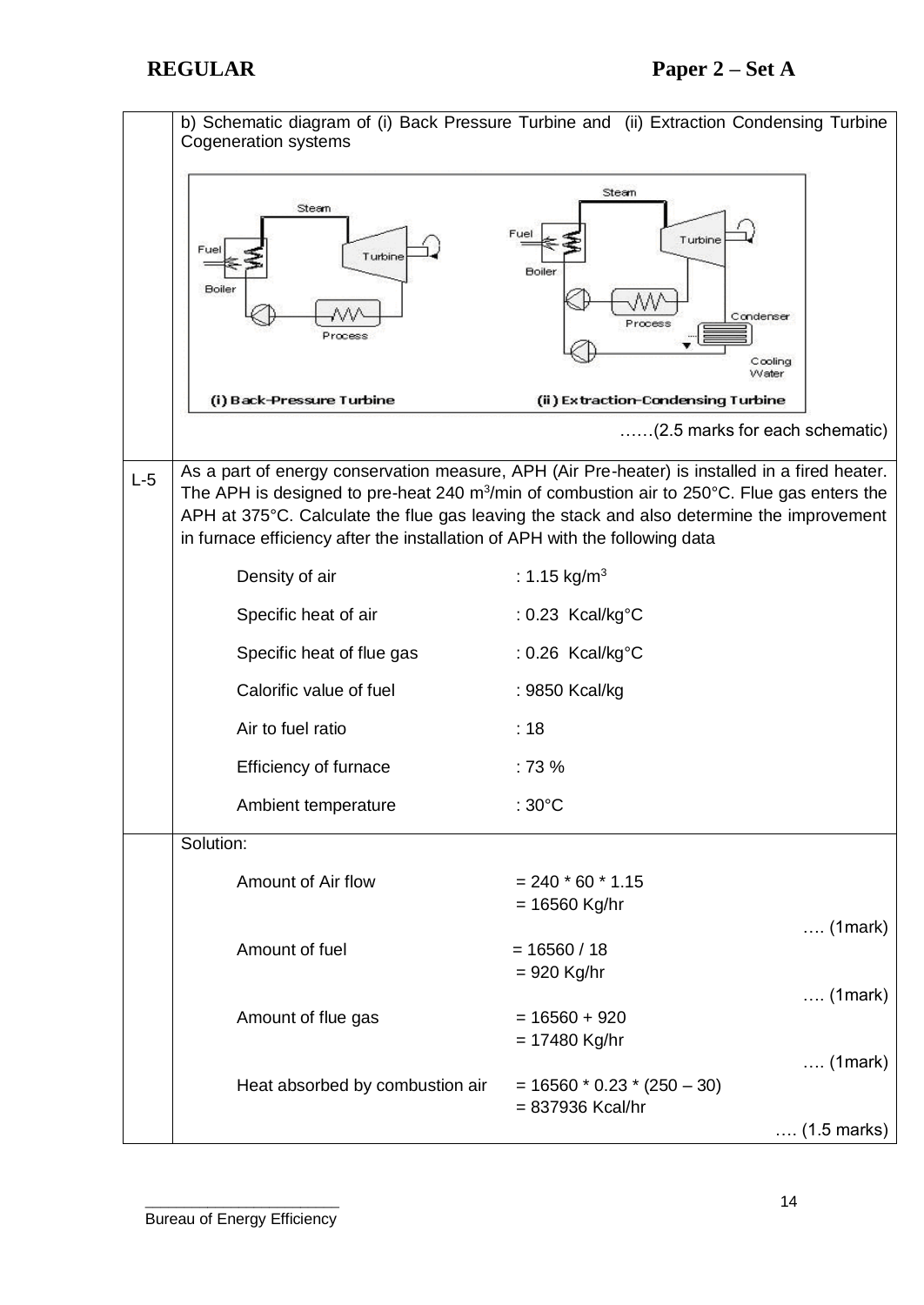b) Schematic diagram of (i) Back Pressure Turbine and (ii) Extraction Condensing Turbine Cogeneration systems

……(2.5 marks for each schematic)

**L-5** As a part of energy conservation measure, APH (Air Pre-heater) is installed in a fired heater. The APH is designed to pre-heat 240 $m^3$/min of combustion air to 250°C. Flue gas enters the APH at 375°C. Calculate the flue gas leaving the stack and also determine the improvement in furnace efficiency after the installation of APH with the following data

| | |
|---|---|
| Density of air | : 1.15 kg/$m^3$ |
| Specific heat of air | : 0.23 Kcal/kg°C |
| Specific heat of flue gas | : 0.26 Kcal/kg°C |
| Calorific value of fuel | : 9850 Kcal/kg |
| Air to fuel ratio | : 18 |
| Efficiency of furnace | : 73 % |
| Ambient temperature | : 30°C |

Solution:

| | | |
|---|---|---|
| Amount of Air flow | = 240 * 60 * 1.15<br>= 16560 Kg/hr | …. (1mark) |
| Amount of fuel | = 16560 / 18<br>= 920 Kg/hr | …. (1mark) |
| Amount of flue gas | = 16560 + 920<br>= 17480 Kg/hr | …. (1mark) |
| Heat absorbed by combustion air | = 16560 * 0.23 * (250 – 30)<br>= 837936 Kcal/hr | …. (1.5 marks) |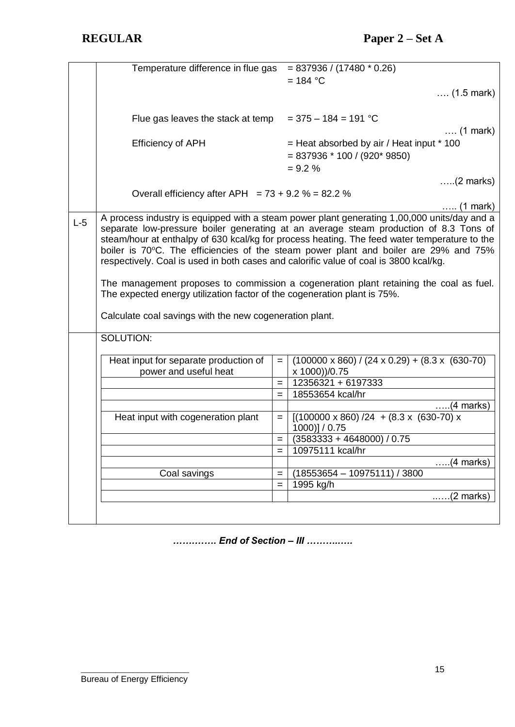| | |
|---|---|
| | Temperature difference in flue gas = 837936 / (17480 * 0.26)<br>= 184 °C<br>…. (1.5 mark)<br><br>Flue gas leaves the stack at temp = 375 – 184 = 191 °C<br>…. (1 mark)<br>Efficiency of APH = Heat absorbed by air / Heat input * 100<br>= 837936 * 100 / (920* 9850)<br>= 9.2 %<br>…..(2 marks)<br>Overall efficiency after APH = 73 + 9.2 % = 82.2 %<br>….. (1 mark) |
| L-5 | A process industry is equipped with a steam power plant generating 1,00,000 units/day and a separate low-pressure boiler generating at an average steam production of 8.3 Tons of steam/hour at enthalpy of 630 kcal/kg for process heating. The feed water temperature to the boiler is 70°C. The efficiencies of the steam power plant and boiler are 29% and 75% respectively. Coal is used in both cases and calorific value of coal is 3800 kcal/kg.<br><br>The management proposes to commission a cogeneration plant retaining the coal as fuel. The expected energy utilization factor of the cogeneration plant is 75%.<br><br>Calculate coal savings with the new cogeneration plant. |
| | SOLUTION: |

| | | |
|---|---|---|
| Heat input for separate production of power and useful heat | = | (100000 x 860) / (24 x 0.29) + (8.3 x (630-70) x 1000))/0.75 |
| | = | 12356321 + 6197333 |
| | = | 18553654 kcal/hr |
| | | …..(4 marks) |
| Heat input with cogeneration plant | = | [(100000 x 860) /24 + (8.3 x (630-70) x 1000)] / 0.75 |
| | = | (3583333 + 4648000) / 0.75 |
| | = | 10975111 kcal/hr |
| | | …..(4 marks) |
| Coal savings | = | (18553654 – 10975111) / 3800 |
| | = | 1995 kg/h |
| | | ..….(2 marks) |

***…………. End of Section – III ……….….***

Bureau of Energy Efficiency